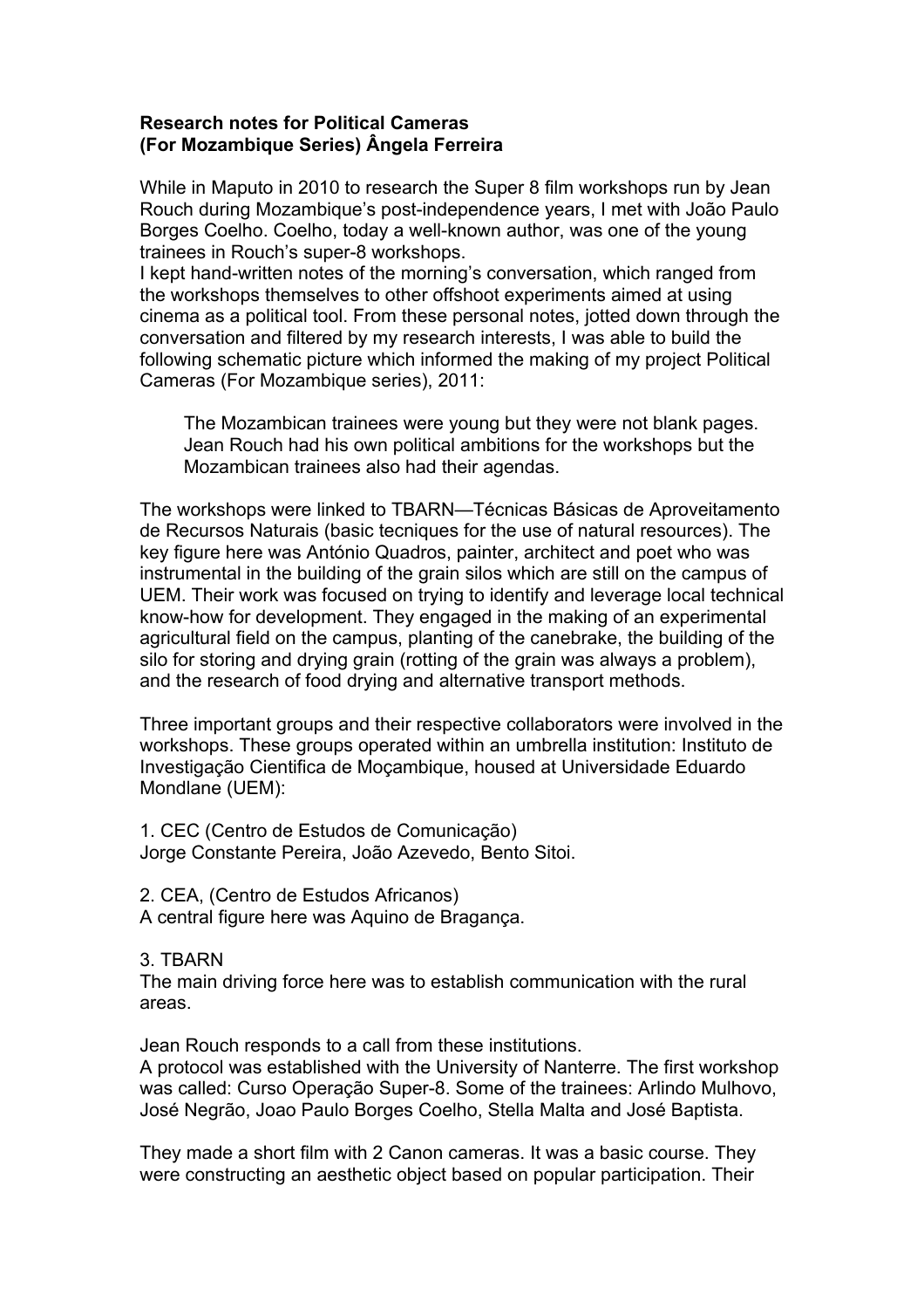**Research notes for Political Cameras**
**(For Mozambique Series) Ângela Ferreira**

While in Maputo in 2010 to research the Super 8 film workshops run by Jean Rouch during Mozambique's post-independence years, I met with João Paulo Borges Coelho. Coelho, today a well-known author, was one of the young trainees in Rouch's super-8 workshops.
I kept hand-written notes of the morning's conversation, which ranged from the workshops themselves to other offshoot experiments aimed at using cinema as a political tool. From these personal notes, jotted down through the conversation and filtered by my research interests, I was able to build the following schematic picture which informed the making of my project Political Cameras (For Mozambique series), 2011:

> The Mozambican trainees were young but they were not blank pages. Jean Rouch had his own political ambitions for the workshops but the Mozambican trainees also had their agendas.

The workshops were linked to TBARN—Técnicas Básicas de Aproveitamento de Recursos Naturais (basic tecniques for the use of natural resources). The key figure here was António Quadros, painter, architect and poet who was instrumental in the building of the grain silos which are still on the campus of UEM. Their work was focused on trying to identify and leverage local technical know-how for development. They engaged in the making of an experimental agricultural field on the campus, planting of the canebrake, the building of the silo for storing and drying grain (rotting of the grain was always a problem), and the research of food drying and alternative transport methods.

Three important groups and their respective collaborators were involved in the workshops. These groups operated within an umbrella institution: Instituto de Investigação Cientifica de Moçambique, housed at Universidade Eduardo Mondlane (UEM):

1. CEC (Centro de Estudos de Comunicação)
Jorge Constante Pereira, João Azevedo, Bento Sitoi.

2. CEA, (Centro de Estudos Africanos)
A central figure here was Aquino de Bragança.

3. TBARN
The main driving force here was to establish communication with the rural areas.

Jean Rouch responds to a call from these institutions.
A protocol was established with the University of Nanterre. The first workshop was called: Curso Operação Super-8. Some of the trainees: Arlindo Mulhovo, José Negrão, Joao Paulo Borges Coelho, Stella Malta and José Baptista.

They made a short film with 2 Canon cameras. It was a basic course. They were constructing an aesthetic object based on popular participation. Their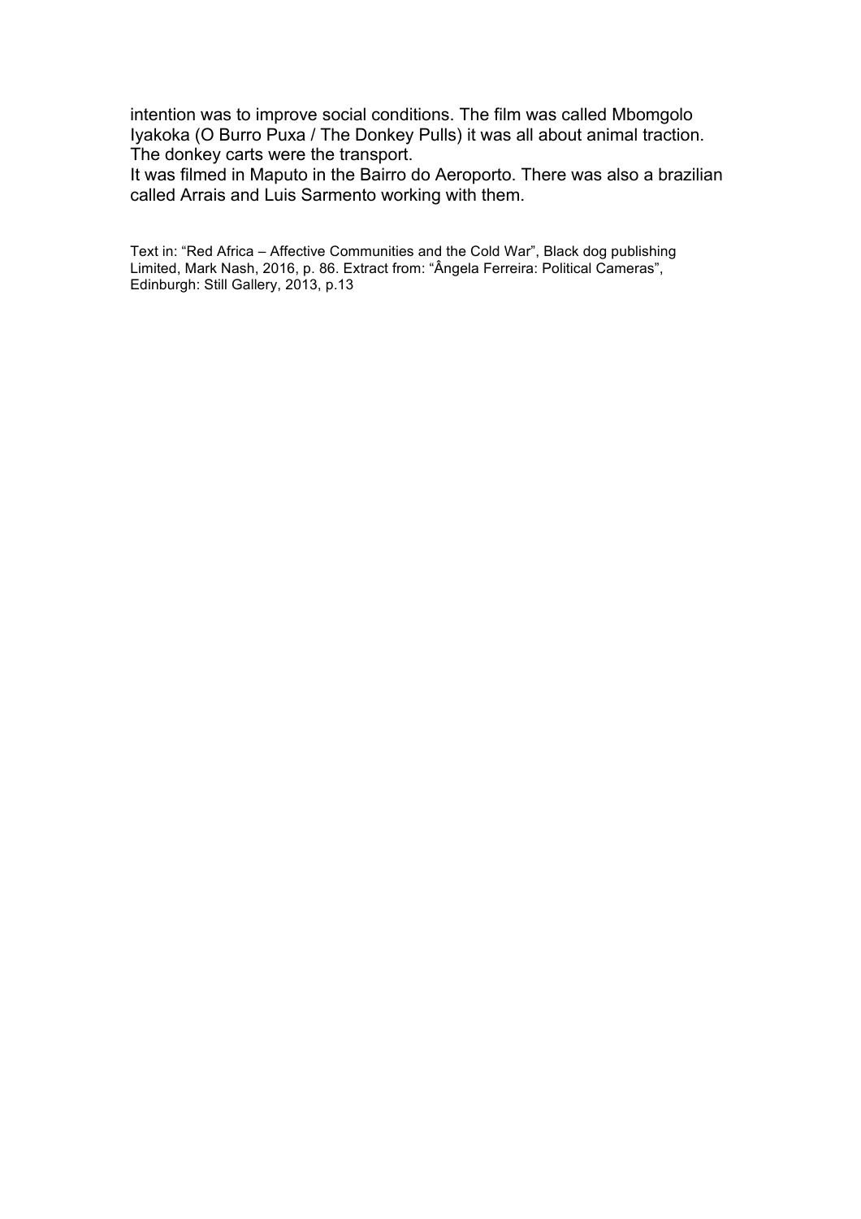intention was to improve social conditions. The film was called Mbomgolo Iyakoka (O Burro Puxa / The Donkey Pulls) it was all about animal traction. The donkey carts were the transport.

It was filmed in Maputo in the Bairro do Aeroporto. There was also a brazilian called Arrais and Luis Sarmento working with them.

Text in: "Red Africa – Affective Communities and the Cold War", Black dog publishing Limited, Mark Nash, 2016, p. 86. Extract from: "Ângela Ferreira: Political Cameras", Edinburgh: Still Gallery, 2013, p.13